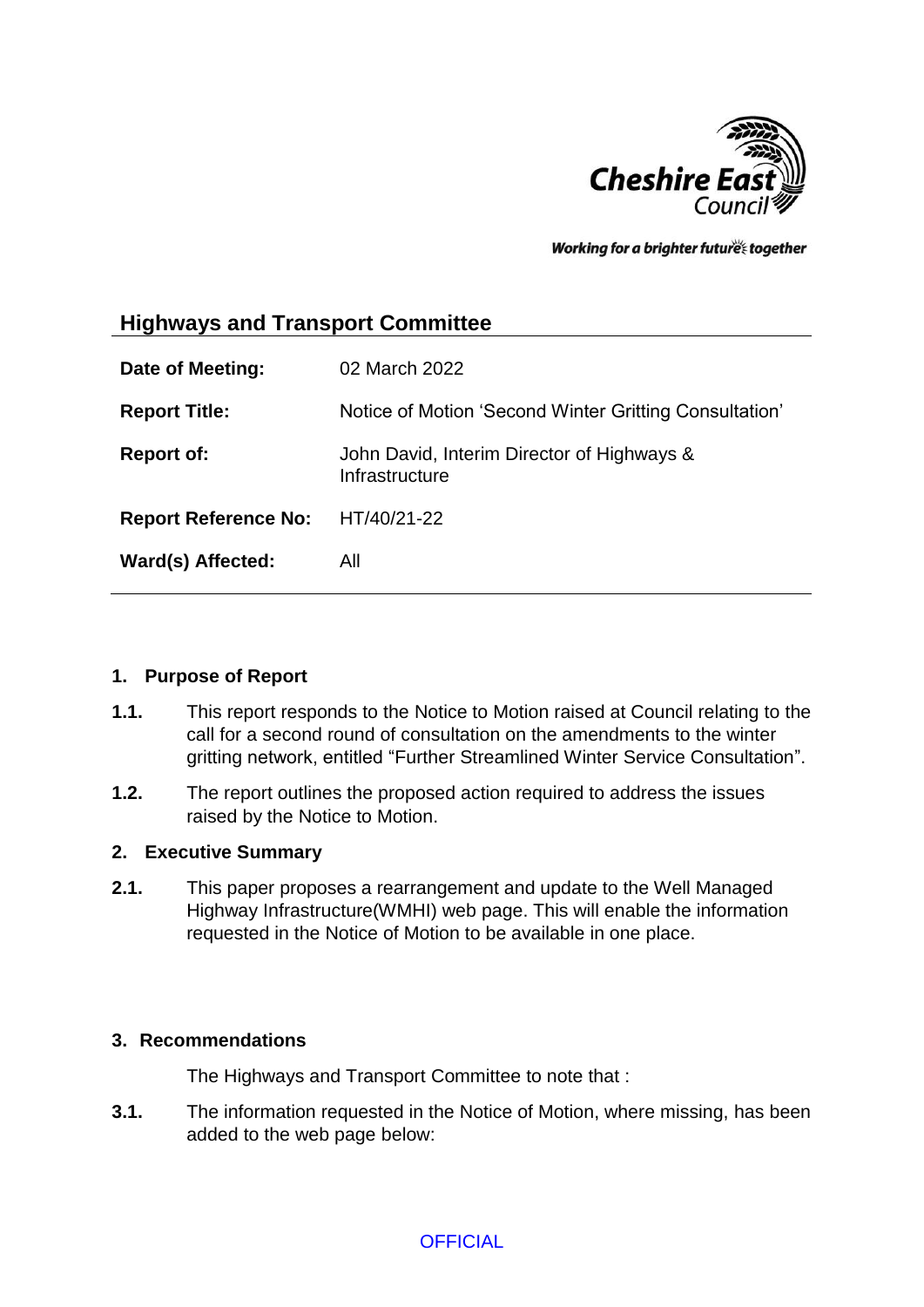Cheshire East Council

*Working for a brighter future together*

## Highways and Transport Committee

| | |
|---|---|
| **Date of Meeting:** | 02 March 2022 |
| **Report Title:** | Notice of Motion 'Second Winter Gritting Consultation' |
| **Report of:** | John David, Interim Director of Highways & Infrastructure |
| **Report Reference No:** | HT/40/21-22 |
| **Ward(s) Affected:** | All |

### 1. Purpose of Report

**1.1.** This report responds to the Notice to Motion raised at Council relating to the call for a second round of consultation on the amendments to the winter gritting network, entitled "Further Streamlined Winter Service Consultation".

**1.2.** The report outlines the proposed action required to address the issues raised by the Notice to Motion.

### 2. Executive Summary

**2.1.** This paper proposes a rearrangement and update to the Well Managed Highway Infrastructure(WMHI) web page. This will enable the information requested in the Notice of Motion to be available in one place.

### 3. Recommendations

The Highways and Transport Committee to note that :

**3.1.** The information requested in the Notice of Motion, where missing, has been added to the web page below:

OFFICIAL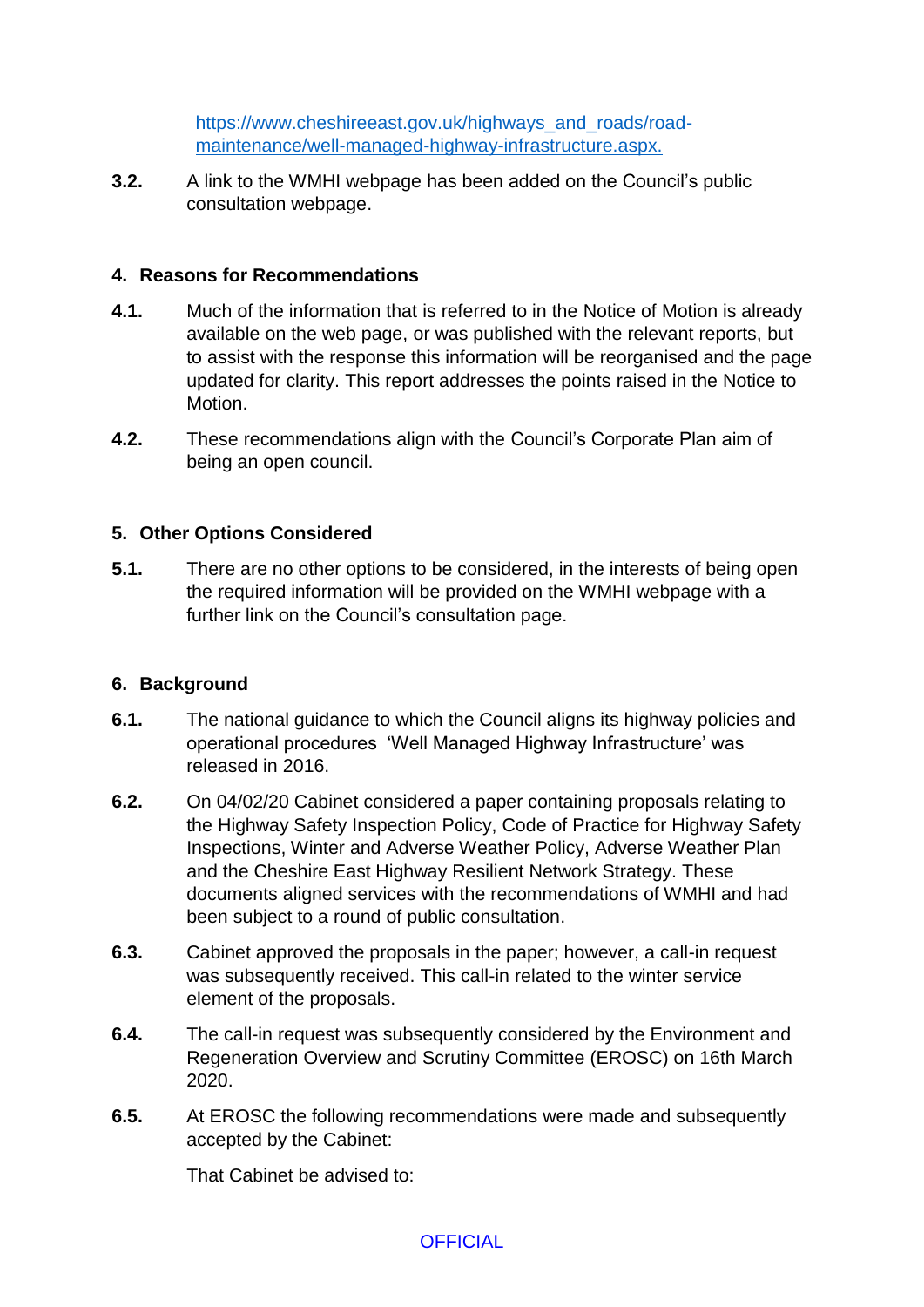[https://www.cheshireeast.gov.uk/highways_and_roads/road-maintenance/well-managed-highway-infrastructure.aspx.](https://www.cheshireeast.gov.uk/highways_and_roads/road-maintenance/well-managed-highway-infrastructure.aspx)

**3.2.** A link to the WMHI webpage has been added on the Council's public consultation webpage.

## 4. Reasons for Recommendations

**4.1.** Much of the information that is referred to in the Notice of Motion is already available on the web page, or was published with the relevant reports, but to assist with the response this information will be reorganised and the page updated for clarity. This report addresses the points raised in the Notice to Motion.

**4.2.** These recommendations align with the Council's Corporate Plan aim of being an open council.

## 5. Other Options Considered

**5.1.** There are no other options to be considered, in the interests of being open the required information will be provided on the WMHI webpage with a further link on the Council's consultation page.

## 6. Background

**6.1.** The national guidance to which the Council aligns its highway policies and operational procedures 'Well Managed Highway Infrastructure' was released in 2016.

**6.2.** On 04/02/20 Cabinet considered a paper containing proposals relating to the Highway Safety Inspection Policy, Code of Practice for Highway Safety Inspections, Winter and Adverse Weather Policy, Adverse Weather Plan and the Cheshire East Highway Resilient Network Strategy. These documents aligned services with the recommendations of WMHI and had been subject to a round of public consultation.

**6.3.** Cabinet approved the proposals in the paper; however, a call-in request was subsequently received. This call-in related to the winter service element of the proposals.

**6.4.** The call-in request was subsequently considered by the Environment and Regeneration Overview and Scrutiny Committee (EROSC) on 16th March 2020.

**6.5.** At EROSC the following recommendations were made and subsequently accepted by the Cabinet:

That Cabinet be advised to: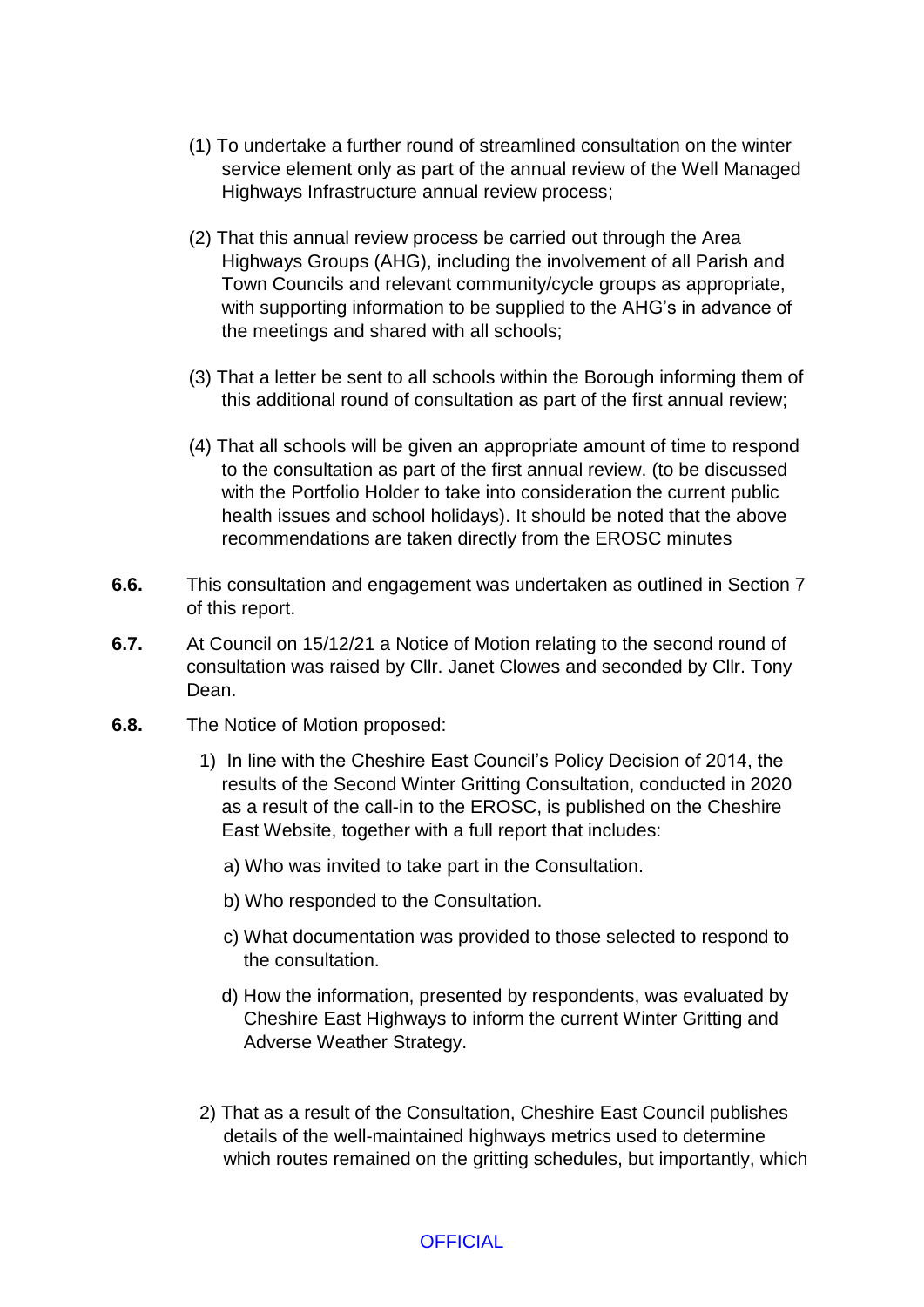(1) To undertake a further round of streamlined consultation on the winter service element only as part of the annual review of the Well Managed Highways Infrastructure annual review process;

(2) That this annual review process be carried out through the Area Highways Groups (AHG), including the involvement of all Parish and Town Councils and relevant community/cycle groups as appropriate, with supporting information to be supplied to the AHG's in advance of the meetings and shared with all schools;

(3) That a letter be sent to all schools within the Borough informing them of this additional round of consultation as part of the first annual review;

(4) That all schools will be given an appropriate amount of time to respond to the consultation as part of the first annual review. (to be discussed with the Portfolio Holder to take into consideration the current public health issues and school holidays). It should be noted that the above recommendations are taken directly from the EROSC minutes

**6.6.** This consultation and engagement was undertaken as outlined in Section 7 of this report.

**6.7.** At Council on 15/12/21 a Notice of Motion relating to the second round of consultation was raised by Cllr. Janet Clowes and seconded by Cllr. Tony Dean.

**6.8.** The Notice of Motion proposed:

1) In line with the Cheshire East Council's Policy Decision of 2014, the results of the Second Winter Gritting Consultation, conducted in 2020 as a result of the call-in to the EROSC, is published on the Cheshire East Website, together with a full report that includes:

   a) Who was invited to take part in the Consultation.

   b) Who responded to the Consultation.

   c) What documentation was provided to those selected to respond to the consultation.

   d) How the information, presented by respondents, was evaluated by Cheshire East Highways to inform the current Winter Gritting and Adverse Weather Strategy.

2) That as a result of the Consultation, Cheshire East Council publishes details of the well-maintained highways metrics used to determine which routes remained on the gritting schedules, but importantly, which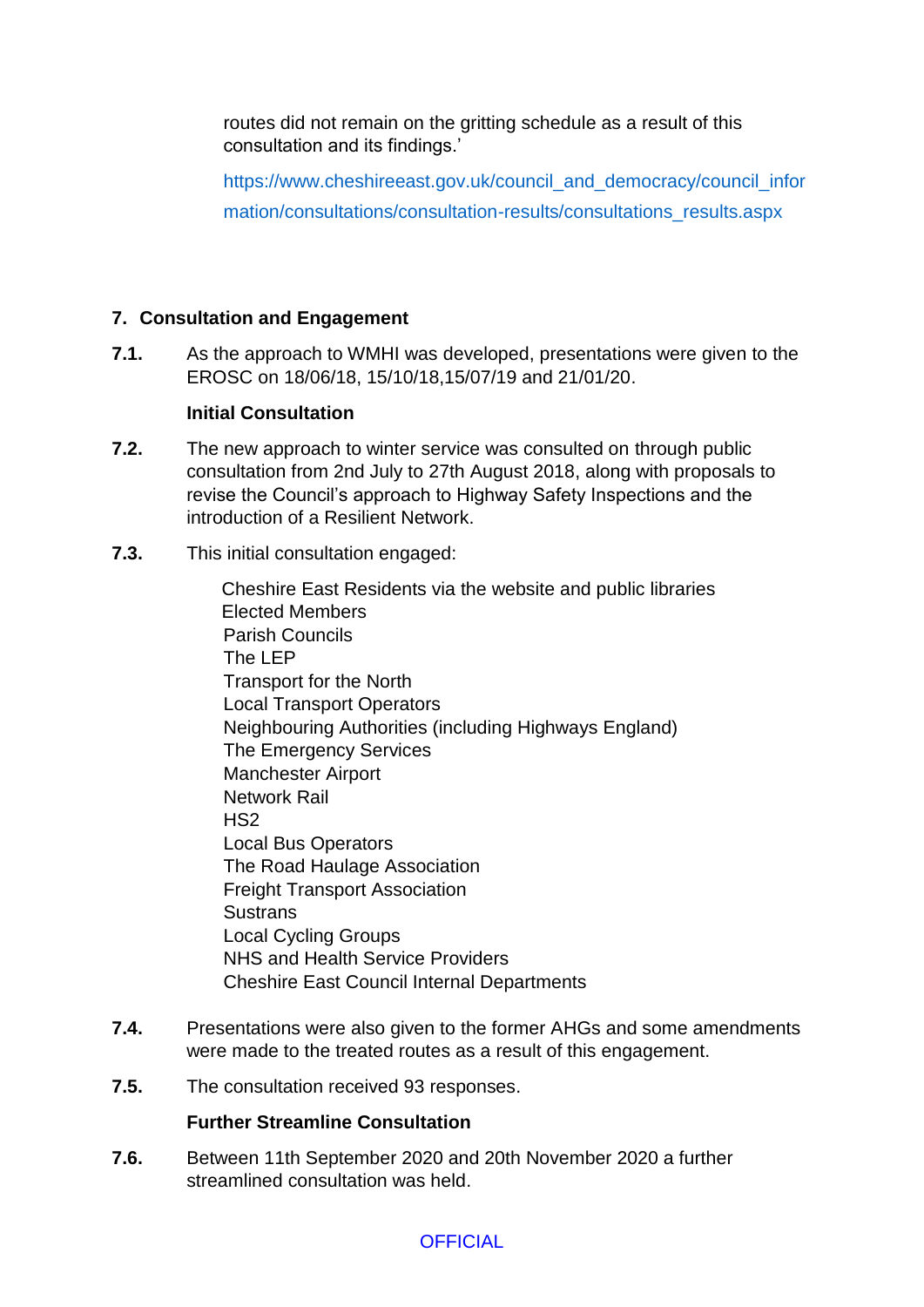routes did not remain on the gritting schedule as a result of this consultation and its findings.'

https://www.cheshireeast.gov.uk/council_and_democracy/council_information/consultations/consultation-results/consultations_results.aspx

## 7. Consultation and Engagement

**7.1.** As the approach to WMHI was developed, presentations were given to the EROSC on 18/06/18, 15/10/18,15/07/19 and 21/01/20.

**Initial Consultation**

**7.2.** The new approach to winter service was consulted on through public consultation from 2nd July to 27th August 2018, along with proposals to revise the Council's approach to Highway Safety Inspections and the introduction of a Resilient Network.

**7.3.** This initial consultation engaged:

- Cheshire East Residents via the website and public libraries
- Elected Members
- Parish Councils
- The LEP
- Transport for the North
- Local Transport Operators
- Neighbouring Authorities (including Highways England)
- The Emergency Services
- Manchester Airport
- Network Rail
- HS2
- Local Bus Operators
- The Road Haulage Association
- Freight Transport Association
- Sustrans
- Local Cycling Groups
- NHS and Health Service Providers
- Cheshire East Council Internal Departments

**7.4.** Presentations were also given to the former AHGs and some amendments were made to the treated routes as a result of this engagement.

**7.5.** The consultation received 93 responses.

**Further Streamline Consultation**

**7.6.** Between 11th September 2020 and 20th November 2020 a further streamlined consultation was held.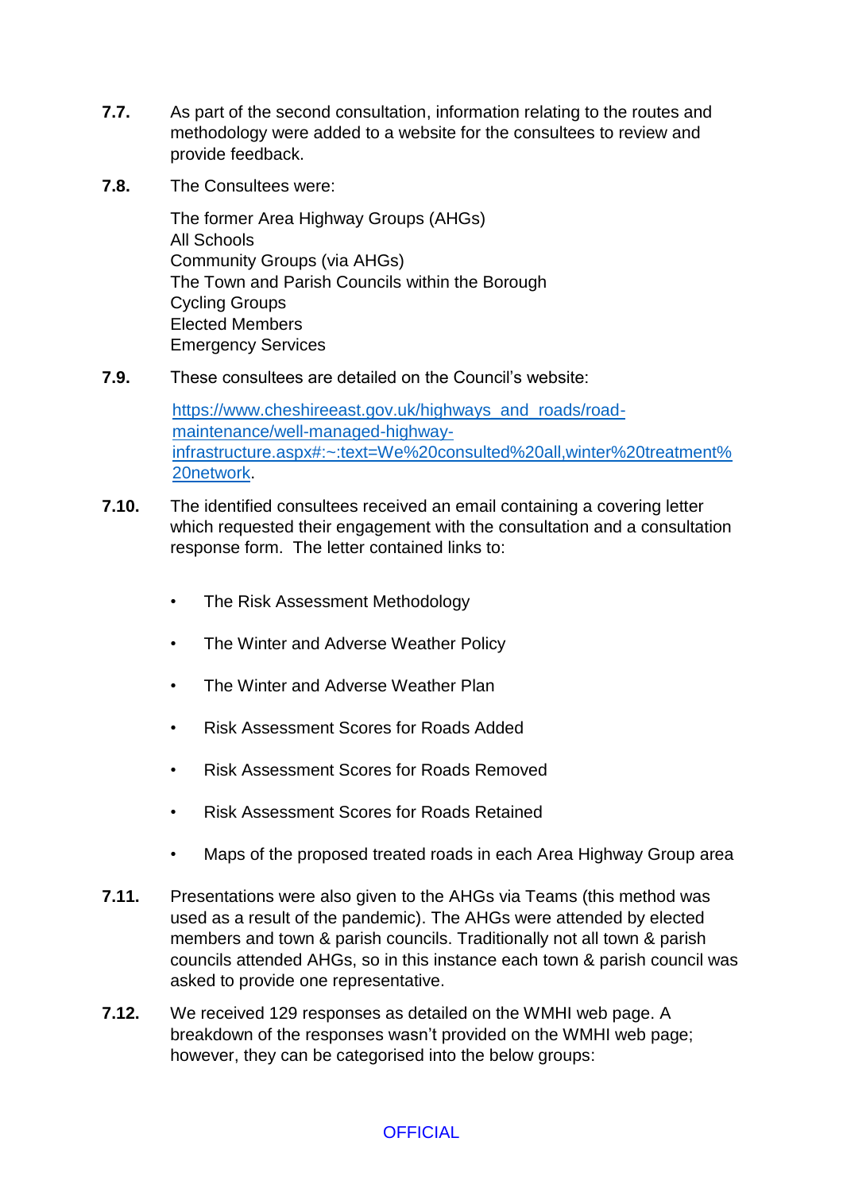**7.7.** As part of the second consultation, information relating to the routes and methodology were added to a website for the consultees to review and provide feedback.

**7.8.** The Consultees were:

The former Area Highway Groups (AHGs)
All Schools
Community Groups (via AHGs)
The Town and Parish Councils within the Borough
Cycling Groups
Elected Members
Emergency Services

**7.9.** These consultees are detailed on the Council's website:

[https://www.cheshireeast.gov.uk/highways_and_roads/road-maintenance/well-managed-highway-infrastructure.aspx#:~:text=We%20consulted%20all,winter%20treatment%20network](https://www.cheshireeast.gov.uk/highways_and_roads/road-maintenance/well-managed-highway-infrastructure.aspx#:~:text=We%20consulted%20all,winter%20treatment%20network).

**7.10.** The identified consultees received an email containing a covering letter which requested their engagement with the consultation and a consultation response form. The letter contained links to:

- The Risk Assessment Methodology
- The Winter and Adverse Weather Policy
- The Winter and Adverse Weather Plan
- Risk Assessment Scores for Roads Added
- Risk Assessment Scores for Roads Removed
- Risk Assessment Scores for Roads Retained
- Maps of the proposed treated roads in each Area Highway Group area

**7.11.** Presentations were also given to the AHGs via Teams (this method was used as a result of the pandemic). The AHGs were attended by elected members and town & parish councils. Traditionally not all town & parish councils attended AHGs, so in this instance each town & parish council was asked to provide one representative.

**7.12.** We received 129 responses as detailed on the WMHI web page. A breakdown of the responses wasn't provided on the WMHI web page; however, they can be categorised into the below groups: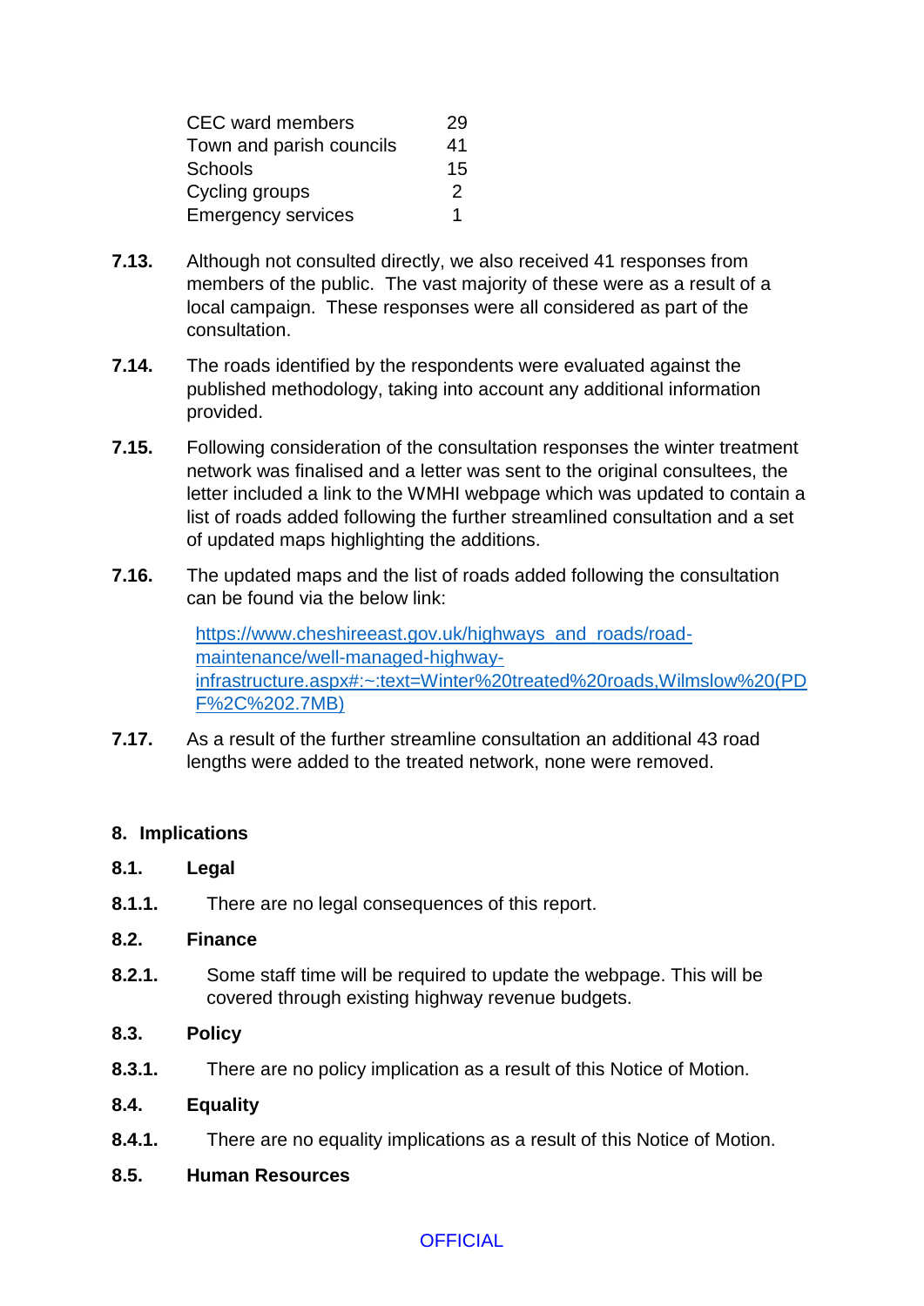| | |
|---|---|
| CEC ward members | 29 |
| Town and parish councils | 41 |
| Schools | 15 |
| Cycling groups | 2 |
| Emergency services | 1 |

**7.13.** Although not consulted directly, we also received 41 responses from members of the public. The vast majority of these were as a result of a local campaign. These responses were all considered as part of the consultation.

**7.14.** The roads identified by the respondents were evaluated against the published methodology, taking into account any additional information provided.

**7.15.** Following consideration of the consultation responses the winter treatment network was finalised and a letter was sent to the original consultees, the letter included a link to the WMHI webpage which was updated to contain a list of roads added following the further streamlined consultation and a set of updated maps highlighting the additions.

**7.16.** The updated maps and the list of roads added following the consultation can be found via the below link:

[https://www.cheshireeast.gov.uk/highways_and_roads/road-maintenance/well-managed-highway-infrastructure.aspx#:~:text=Winter%20treated%20roads,Wilmslow%20(PDF%2C%202.7MB)](https://www.cheshireeast.gov.uk/highways_and_roads/road-maintenance/well-managed-highway-infrastructure.aspx#:~:text=Winter%20treated%20roads,Wilmslow%20(PDF%2C%202.7MB))

**7.17.** As a result of the further streamline consultation an additional 43 road lengths were added to the treated network, none were removed.

## 8. Implications

### 8.1. Legal

**8.1.1.** There are no legal consequences of this report.

### 8.2. Finance

**8.2.1.** Some staff time will be required to update the webpage. This will be covered through existing highway revenue budgets.

### 8.3. Policy

**8.3.1.** There are no policy implication as a result of this Notice of Motion.

### 8.4. Equality

**8.4.1.** There are no equality implications as a result of this Notice of Motion.

### 8.5. Human Resources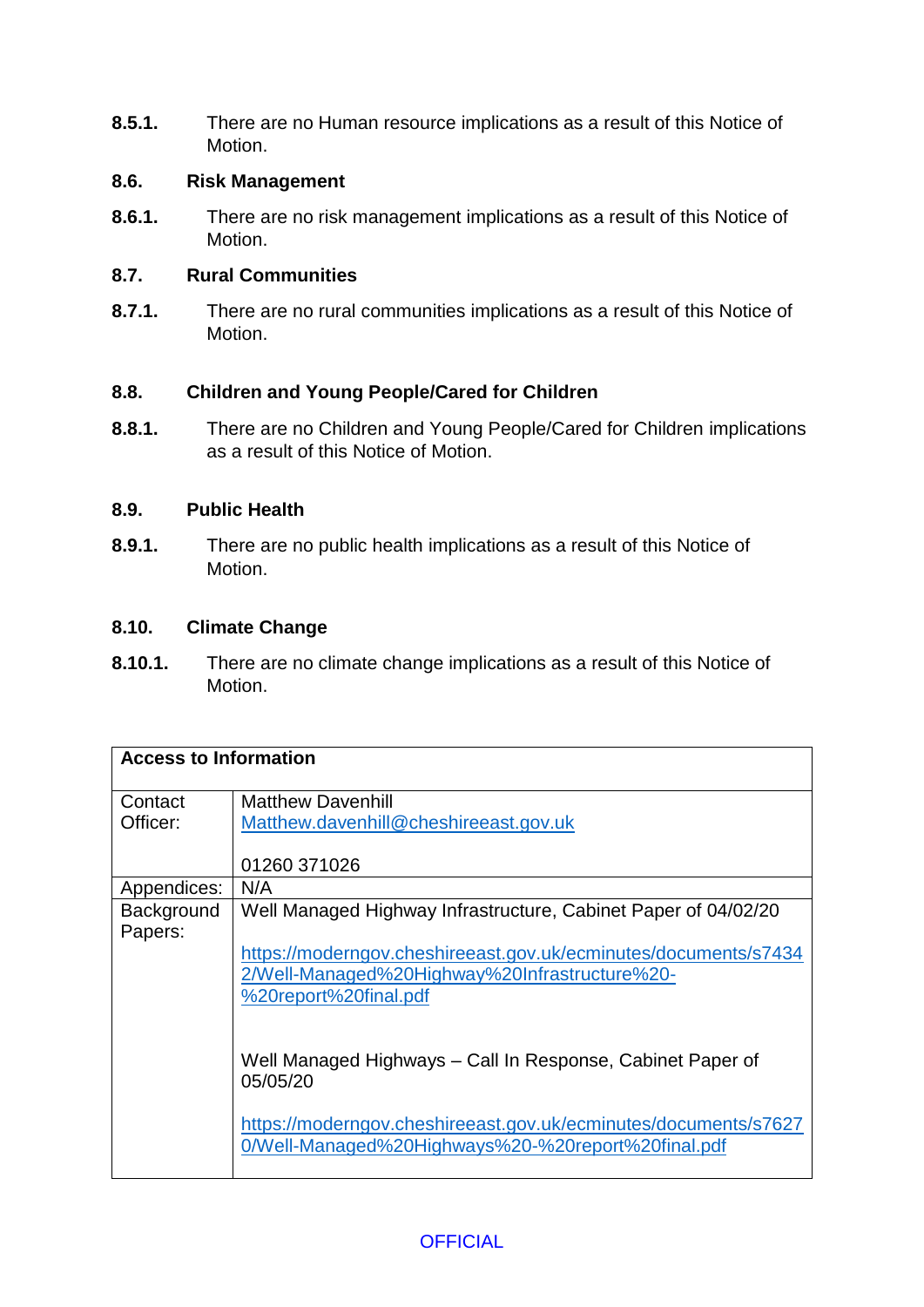**8.5.1.** There are no Human resource implications as a result of this Notice of Motion.

**8.6. Risk Management**

**8.6.1.** There are no risk management implications as a result of this Notice of Motion.

**8.7. Rural Communities**

**8.7.1.** There are no rural communities implications as a result of this Notice of Motion.

**8.8. Children and Young People/Cared for Children**

**8.8.1.** There are no Children and Young People/Cared for Children implications as a result of this Notice of Motion.

**8.9. Public Health**

**8.9.1.** There are no public health implications as a result of this Notice of Motion.

**8.10. Climate Change**

**8.10.1.** There are no climate change implications as a result of this Notice of Motion.

| **Access to Information** | |
|---|---|
| Contact Officer: | Matthew Davenhill<br>Matthew.davenhill@cheshireeast.gov.uk<br><br>01260 371026 |
| Appendices: | N/A |
| Background Papers: | Well Managed Highway Infrastructure, Cabinet Paper of 04/02/20<br><br>https://moderngov.cheshireeast.gov.uk/ecminutes/documents/s74342/Well-Managed%20Highway%20Infrastructure%20-%20report%20final.pdf<br><br>Well Managed Highways – Call In Response, Cabinet Paper of 05/05/20<br><br>https://moderngov.cheshireeast.gov.uk/ecminutes/documents/s76270/Well-Managed%20Highways%20-%20report%20final.pdf |

OFFICIAL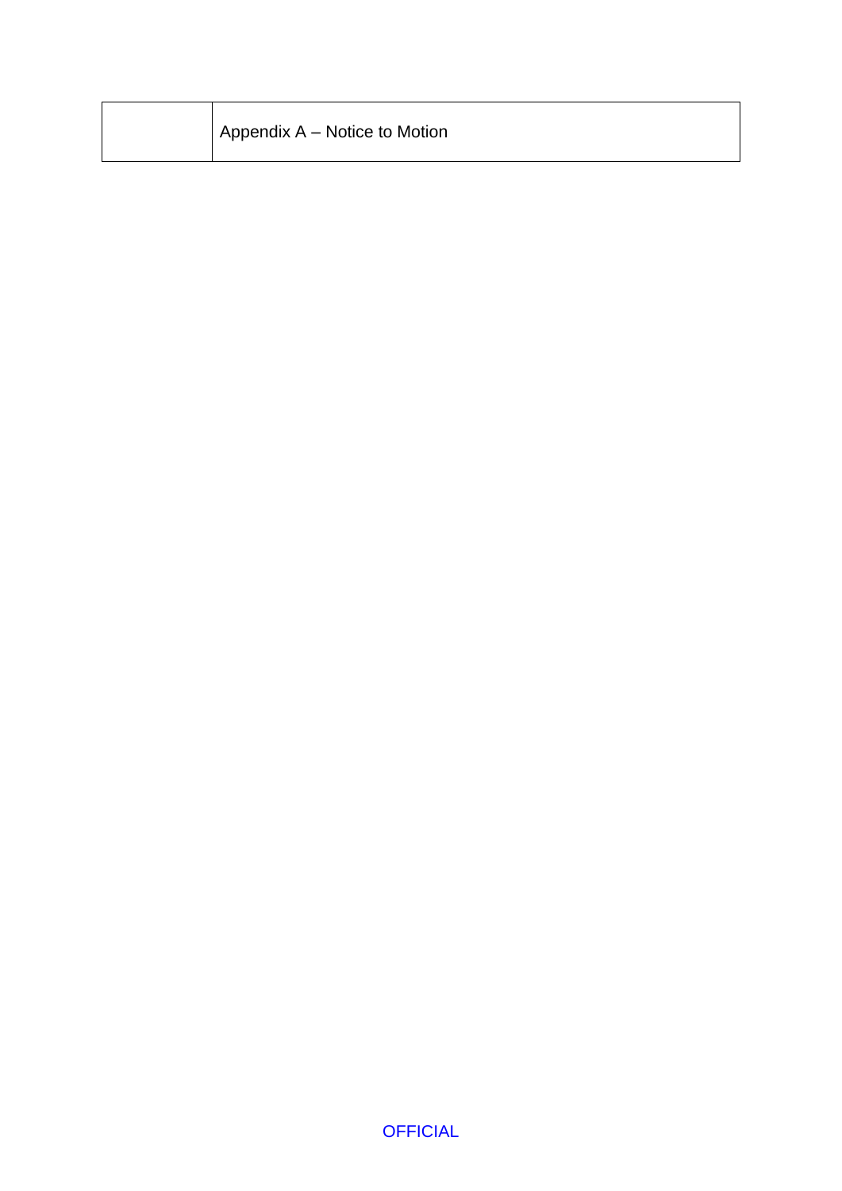| | |
|---|---|
| | Appendix A – Notice to Motion |

OFFICIAL